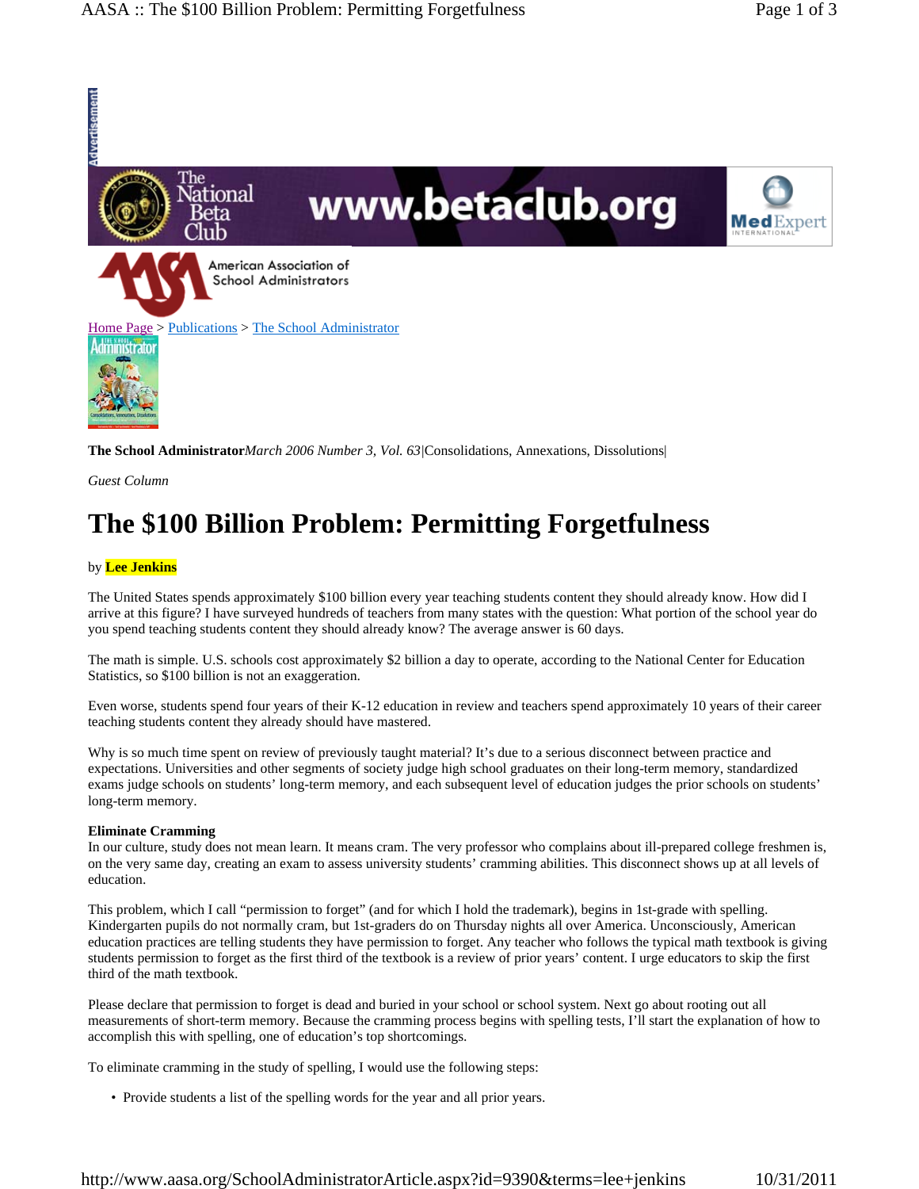Home Page > Publications > The School Administrator

**The School Administrator** *March 2006 Number 3, Vol. 63*|Consolidations, Annexations, Dissolutions|

*Guest Column*

# The $100 Billion Problem: Permitting Forgetfulness

by **Lee Jenkins**

The United States spends approximately $100 billion every year teaching students content they should already know. How did I arrive at this figure? I have surveyed hundreds of teachers from many states with the question: What portion of the school year do you spend teaching students content they should already know? The average answer is 60 days.

The math is simple. U.S. schools cost approximately $2 billion a day to operate, according to the National Center for Education Statistics, so $100 billion is not an exaggeration.

Even worse, students spend four years of their K-12 education in review and teachers spend approximately 10 years of their career teaching students content they already should have mastered.

Why is so much time spent on review of previously taught material? It's due to a serious disconnect between practice and expectations. Universities and other segments of society judge high school graduates on their long-term memory, standardized exams judge schools on students' long-term memory, and each subsequent level of education judges the prior schools on students' long-term memory.

**Eliminate Cramming**

In our culture, study does not mean learn. It means cram. The very professor who complains about ill-prepared college freshmen is, on the very same day, creating an exam to assess university students' cramming abilities. This disconnect shows up at all levels of education.

This problem, which I call "permission to forget" (and for which I hold the trademark), begins in 1st-grade with spelling. Kindergarten pupils do not normally cram, but 1st-graders do on Thursday nights all over America. Unconsciously, American education practices are telling students they have permission to forget. Any teacher who follows the typical math textbook is giving students permission to forget as the first third of the textbook is a review of prior years' content. I urge educators to skip the first third of the math textbook.

Please declare that permission to forget is dead and buried in your school or school system. Next go about rooting out all measurements of short-term memory. Because the cramming process begins with spelling tests, I'll start the explanation of how to accomplish this with spelling, one of education's top shortcomings.

To eliminate cramming in the study of spelling, I would use the following steps:

- Provide students a list of the spelling words for the year and all prior years.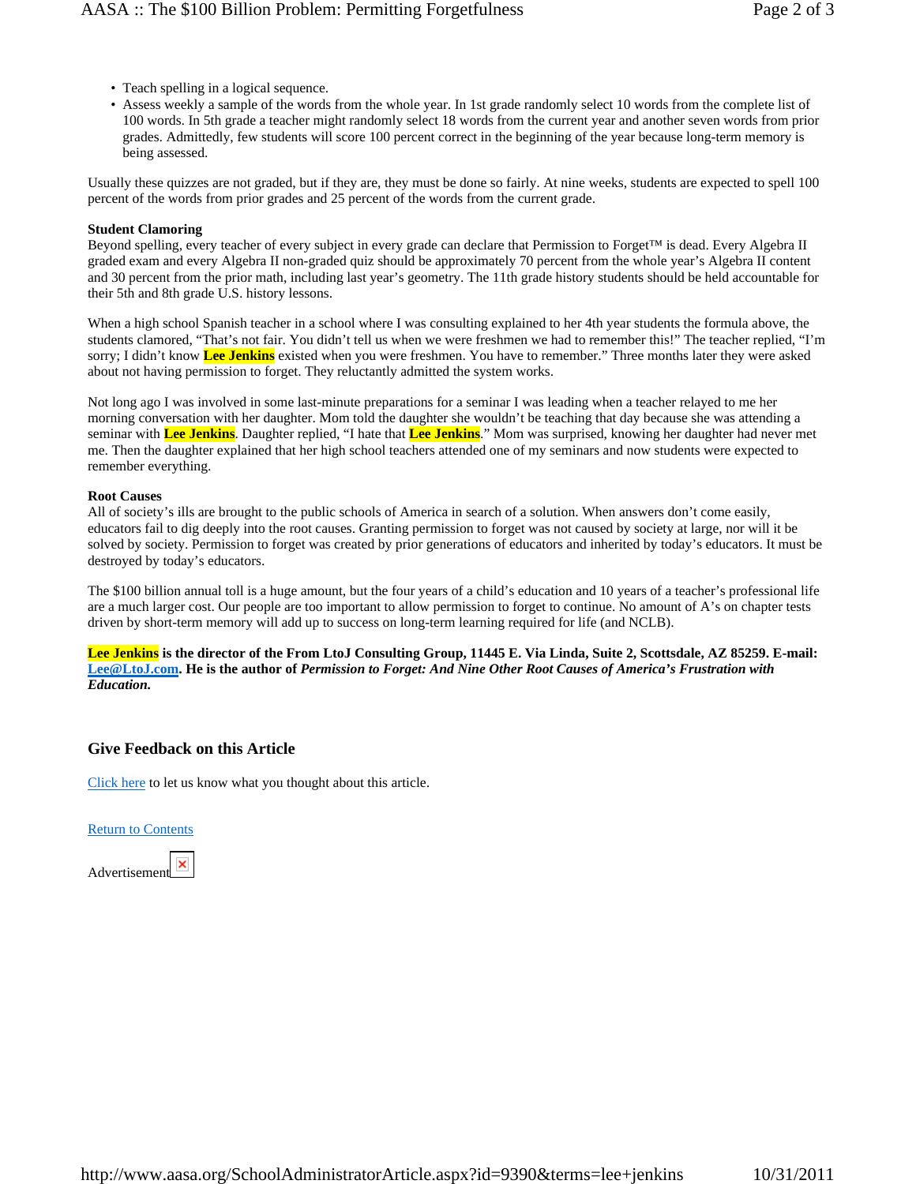- Teach spelling in a logical sequence.
- Assess weekly a sample of the words from the whole year. In 1st grade randomly select 10 words from the complete list of 100 words. In 5th grade a teacher might randomly select 18 words from the current year and another seven words from prior grades. Admittedly, few students will score 100 percent correct in the beginning of the year because long-term memory is being assessed.

Usually these quizzes are not graded, but if they are, they must be done so fairly. At nine weeks, students are expected to spell 100 percent of the words from prior grades and 25 percent of the words from the current grade.

**Student Clamoring**

Beyond spelling, every teacher of every subject in every grade can declare that Permission to Forget™ is dead. Every Algebra II graded exam and every Algebra II non-graded quiz should be approximately 70 percent from the whole year's Algebra II content and 30 percent from the prior math, including last year's geometry. The 11th grade history students should be held accountable for their 5th and 8th grade U.S. history lessons.

When a high school Spanish teacher in a school where I was consulting explained to her 4th year students the formula above, the students clamored, "That's not fair. You didn't tell us when we were freshmen we had to remember this!" The teacher replied, "I'm sorry; I didn't know **Lee Jenkins** existed when you were freshmen. You have to remember." Three months later they were asked about not having permission to forget. They reluctantly admitted the system works.

Not long ago I was involved in some last-minute preparations for a seminar I was leading when a teacher relayed to me her morning conversation with her daughter. Mom told the daughter she wouldn't be teaching that day because she was attending a seminar with **Lee Jenkins**. Daughter replied, "I hate that **Lee Jenkins**." Mom was surprised, knowing her daughter had never met me. Then the daughter explained that her high school teachers attended one of my seminars and now students were expected to remember everything.

**Root Causes**

All of society's ills are brought to the public schools of America in search of a solution. When answers don't come easily, educators fail to dig deeply into the root causes. Granting permission to forget was not caused by society at large, nor will it be solved by society. Permission to forget was created by prior generations of educators and inherited by today's educators. It must be destroyed by today's educators.

The $100 billion annual toll is a huge amount, but the four years of a child's education and 10 years of a teacher's professional life are a much larger cost. Our people are too important to allow permission to forget to continue. No amount of A's on chapter tests driven by short-term memory will add up to success on long-term learning required for life (and NCLB).

**Lee Jenkins is the director of the From LtoJ Consulting Group, 11445 E. Via Linda, Suite 2, Scottsdale, AZ 85259. E-mail: [Lee@LtoJ.com](mailto:Lee@LtoJ.com). He is the author of *Permission to Forget: And Nine Other Root Causes of America's Frustration with Education.***

## Give Feedback on this Article

[Click here](#) to let us know what you thought about this article.

[Return to Contents](#)

Advertisement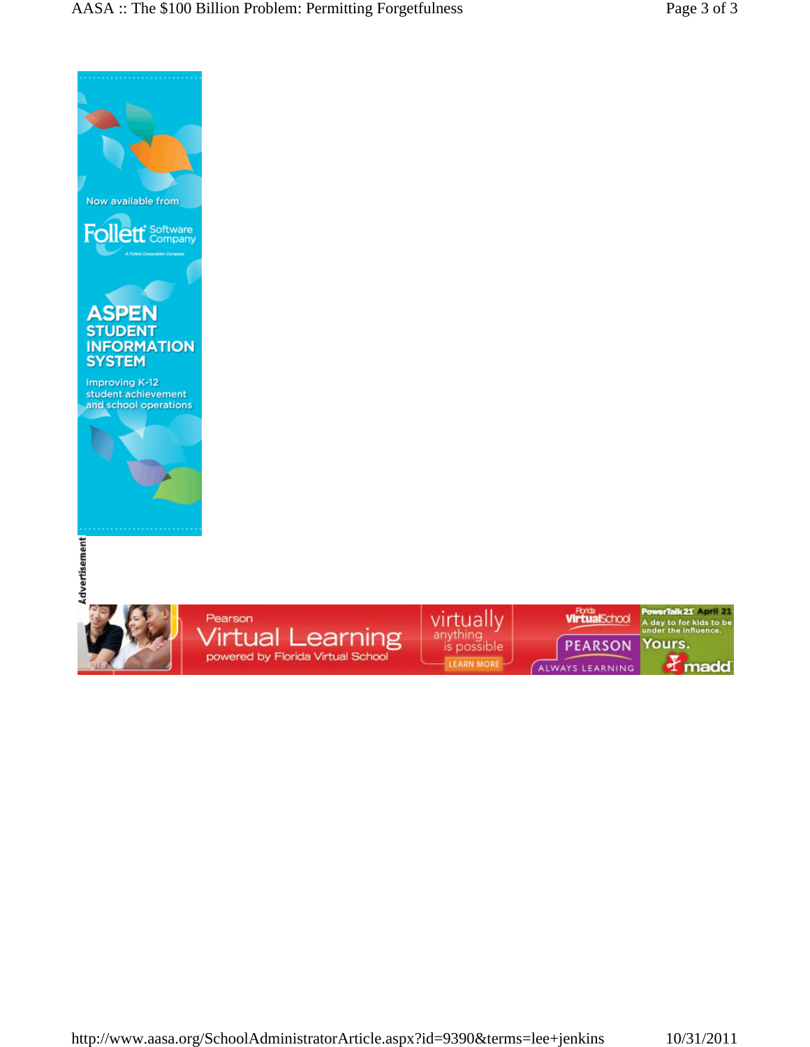Now available from

Follett Software Company

A Follett Corporation Company

ASPEN STUDENT INFORMATION SYSTEM

Improving K-12 student achievement and school operations

Advertisement

Pearson Virtual Learning powered by Florida Virtual School

virtually anything is possible

LEARN MORE

Florida VirtualSchool

PEARSON ALWAYS LEARNING

PowerTalk21 April 21

A day to for kids to be under the influence.

Yours.

madd